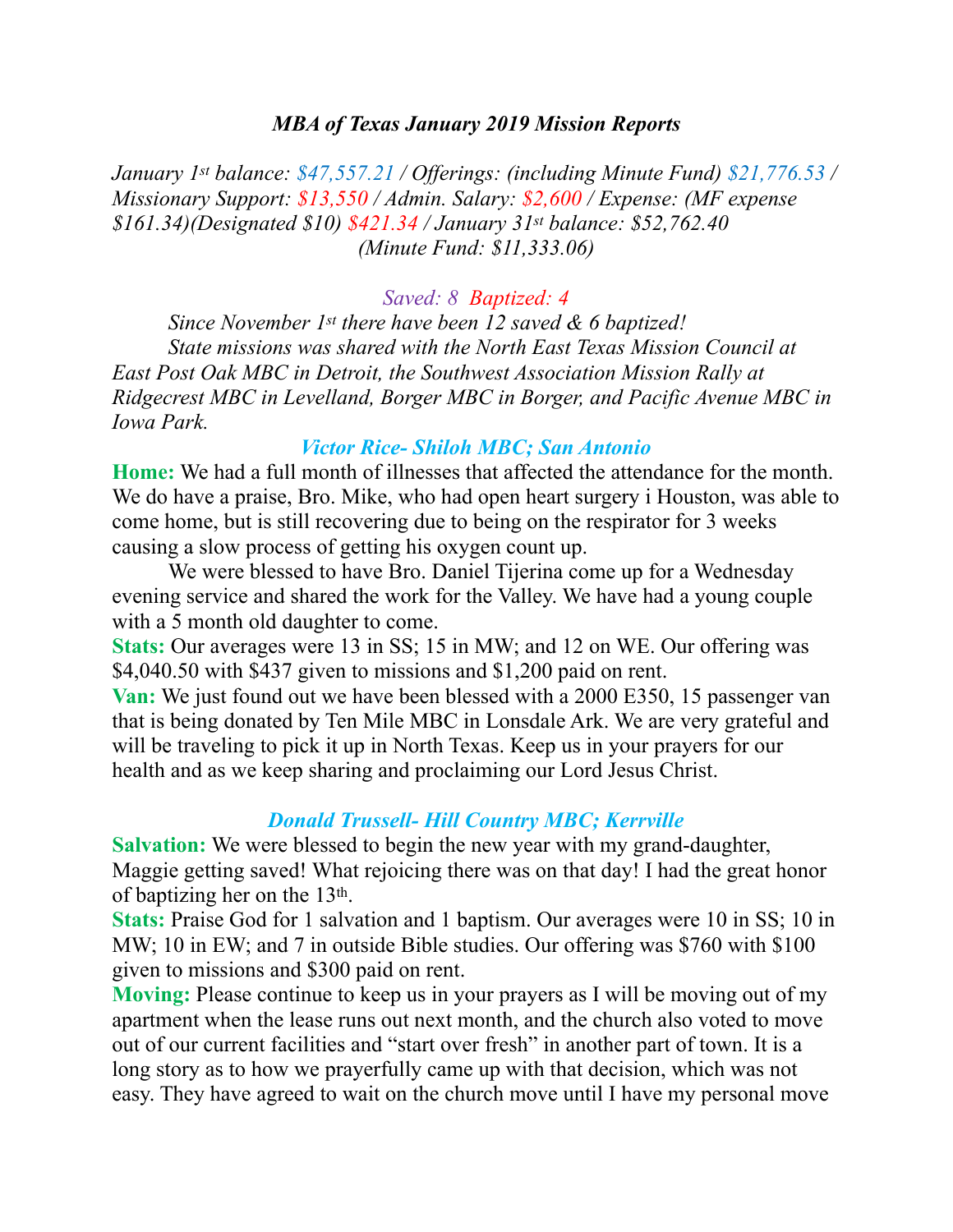# *MBA of Texas January 2019 Mission Reports*

*January 1st balance: $47,557.21 / Offerings: (including Minute Fund) $21,776.53 / Missionary Support: $13,550 / Admin. Salary: $2,600 / Expense: (MF expense $161.34)(Designated $10) $421.34 / January 31st balance: $52,762.40 (Minute Fund: $11,333.06)*

*Saved: 8 Baptized: 4*

*Since November 1st there have been 12 saved & 6 baptized!*

*State missions was shared with the North East Texas Mission Council at East Post Oak MBC in Detroit, the Southwest Association Mission Rally at Ridgecrest MBC in Levelland, Borger MBC in Borger, and Pacific Avenue MBC in Iowa Park.*

### *Victor Rice- Shiloh MBC; San Antonio*

**Home:** We had a full month of illnesses that affected the attendance for the month. We do have a praise, Bro. Mike, who had open heart surgery i Houston, was able to come home, but is still recovering due to being on the respirator for 3 weeks causing a slow process of getting his oxygen count up.

We were blessed to have Bro. Daniel Tijerina come up for a Wednesday evening service and shared the work for the Valley. We have had a young couple with a 5 month old daughter to come.

**Stats:** Our averages were 13 in SS; 15 in MW; and 12 on WE. Our offering was $4,040.50 with $437 given to missions and $1,200 paid on rent.

**Van:** We just found out we have been blessed with a 2000 E350, 15 passenger van that is being donated by Ten Mile MBC in Lonsdale Ark. We are very grateful and will be traveling to pick it up in North Texas. Keep us in your prayers for our health and as we keep sharing and proclaiming our Lord Jesus Christ.

### *Donald Trussell- Hill Country MBC; Kerrville*

**Salvation:** We were blessed to begin the new year with my grand-daughter, Maggie getting saved! What rejoicing there was on that day! I had the great honor of baptizing her on the 13th.

**Stats:** Praise God for 1 salvation and 1 baptism. Our averages were 10 in SS; 10 in MW; 10 in EW; and 7 in outside Bible studies. Our offering was $760 with $100 given to missions and $300 paid on rent.

**Moving:** Please continue to keep us in your prayers as I will be moving out of my apartment when the lease runs out next month, and the church also voted to move out of our current facilities and "start over fresh" in another part of town. It is a long story as to how we prayerfully came up with that decision, which was not easy. They have agreed to wait on the church move until I have my personal move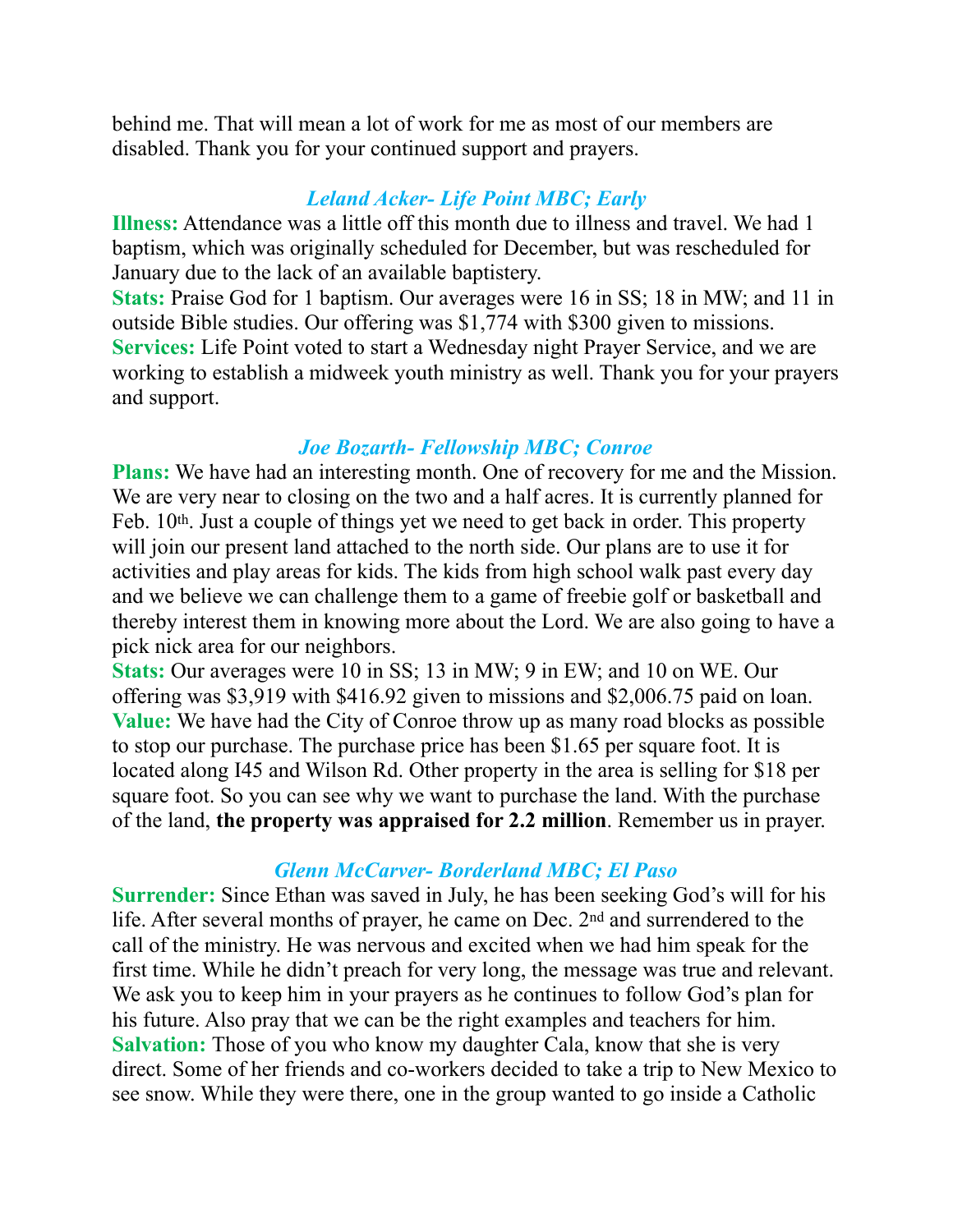behind me. That will mean a lot of work for me as most of our members are disabled. Thank you for your continued support and prayers.

### *Leland Acker- Life Point MBC; Early*

**Illness:** Attendance was a little off this month due to illness and travel. We had 1 baptism, which was originally scheduled for December, but was rescheduled for January due to the lack of an available baptistery.
**Stats:** Praise God for 1 baptism. Our averages were 16 in SS; 18 in MW; and 11 in outside Bible studies. Our offering was $1,774 with $300 given to missions.
**Services:** Life Point voted to start a Wednesday night Prayer Service, and we are working to establish a midweek youth ministry as well. Thank you for your prayers and support.

### *Joe Bozarth- Fellowship MBC; Conroe*

**Plans:** We have had an interesting month. One of recovery for me and the Mission. We are very near to closing on the two and a half acres. It is currently planned for Feb. 10th. Just a couple of things yet we need to get back in order. This property will join our present land attached to the north side. Our plans are to use it for activities and play areas for kids. The kids from high school walk past every day and we believe we can challenge them to a game of freebie golf or basketball and thereby interest them in knowing more about the Lord. We are also going to have a pick nick area for our neighbors.
**Stats:** Our averages were 10 in SS; 13 in MW; 9 in EW; and 10 on WE. Our offering was $3,919 with $416.92 given to missions and $2,006.75 paid on loan.
**Value:** We have had the City of Conroe throw up as many road blocks as possible to stop our purchase. The purchase price has been $1.65 per square foot. It is located along I45 and Wilson Rd. Other property in the area is selling for $18 per square foot. So you can see why we want to purchase the land. With the purchase of the land, **the property was appraised for 2.2 million**. Remember us in prayer.

### *Glenn McCarver- Borderland MBC; El Paso*

**Surrender:** Since Ethan was saved in July, he has been seeking God's will for his life. After several months of prayer, he came on Dec. 2nd and surrendered to the call of the ministry. He was nervous and excited when we had him speak for the first time. While he didn't preach for very long, the message was true and relevant. We ask you to keep him in your prayers as he continues to follow God's plan for his future. Also pray that we can be the right examples and teachers for him.
**Salvation:** Those of you who know my daughter Cala, know that she is very direct. Some of her friends and co-workers decided to take a trip to New Mexico to see snow. While they were there, one in the group wanted to go inside a Catholic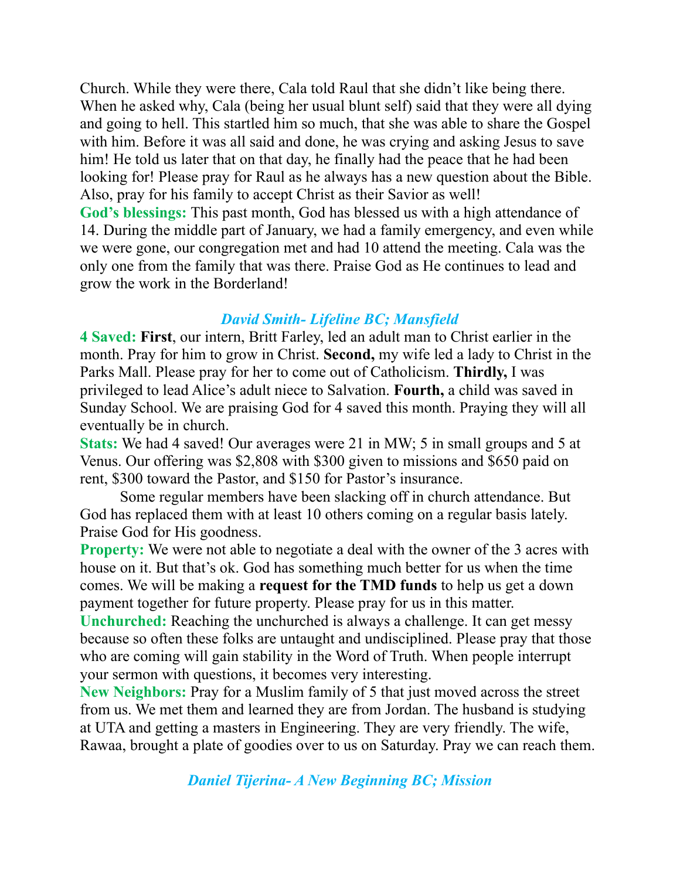Church. While they were there, Cala told Raul that she didn't like being there. When he asked why, Cala (being her usual blunt self) said that they were all dying and going to hell. This startled him so much, that she was able to share the Gospel with him. Before it was all said and done, he was crying and asking Jesus to save him! He told us later that on that day, he finally had the peace that he had been looking for! Please pray for Raul as he always has a new question about the Bible. Also, pray for his family to accept Christ as their Savior as well!

**God's blessings:** This past month, God has blessed us with a high attendance of 14. During the middle part of January, we had a family emergency, and even while we were gone, our congregation met and had 10 attend the meeting. Cala was the only one from the family that was there. Praise God as He continues to lead and grow the work in the Borderland!

### *David Smith- Lifeline BC; Mansfield*

**4 Saved:** **First**, our intern, Britt Farley, led an adult man to Christ earlier in the month. Pray for him to grow in Christ. **Second,** my wife led a lady to Christ in the Parks Mall. Please pray for her to come out of Catholicism. **Thirdly,** I was privileged to lead Alice's adult niece to Salvation. **Fourth,** a child was saved in Sunday School. We are praising God for 4 saved this month. Praying they will all eventually be in church.

**Stats:** We had 4 saved! Our averages were 21 in MW; 5 in small groups and 5 at Venus. Our offering was $2,808 with $300 given to missions and $650 paid on rent, $300 toward the Pastor, and $150 for Pastor's insurance.

Some regular members have been slacking off in church attendance. But God has replaced them with at least 10 others coming on a regular basis lately. Praise God for His goodness.

**Property:** We were not able to negotiate a deal with the owner of the 3 acres with house on it. But that's ok. God has something much better for us when the time comes. We will be making a **request for the TMD funds** to help us get a down payment together for future property. Please pray for us in this matter.

**Unchurched:** Reaching the unchurched is always a challenge. It can get messy because so often these folks are untaught and undisciplined. Please pray that those who are coming will gain stability in the Word of Truth. When people interrupt your sermon with questions, it becomes very interesting.

**New Neighbors:** Pray for a Muslim family of 5 that just moved across the street from us. We met them and learned they are from Jordan. The husband is studying at UTA and getting a masters in Engineering. They are very friendly. The wife, Rawaa, brought a plate of goodies over to us on Saturday. Pray we can reach them.

### *Daniel Tijerina- A New Beginning BC; Mission*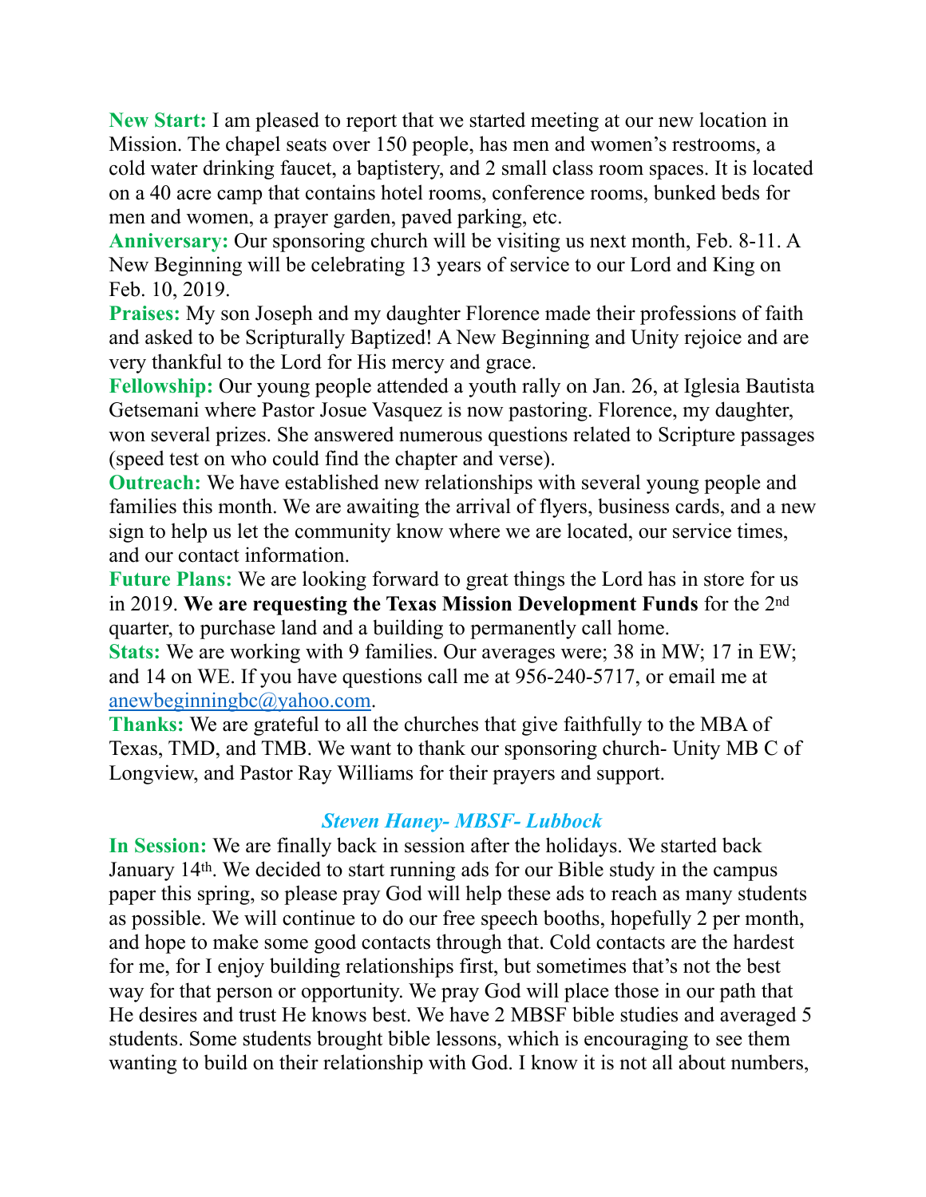**New Start:** I am pleased to report that we started meeting at our new location in Mission. The chapel seats over 150 people, has men and women's restrooms, a cold water drinking faucet, a baptistery, and 2 small class room spaces. It is located on a 40 acre camp that contains hotel rooms, conference rooms, bunked beds for men and women, a prayer garden, paved parking, etc.

**Anniversary:** Our sponsoring church will be visiting us next month, Feb. 8-11. A New Beginning will be celebrating 13 years of service to our Lord and King on Feb. 10, 2019.

**Praises:** My son Joseph and my daughter Florence made their professions of faith and asked to be Scripturally Baptized! A New Beginning and Unity rejoice and are very thankful to the Lord for His mercy and grace.

**Fellowship:** Our young people attended a youth rally on Jan. 26, at Iglesia Bautista Getsemani where Pastor Josue Vasquez is now pastoring. Florence, my daughter, won several prizes. She answered numerous questions related to Scripture passages (speed test on who could find the chapter and verse).

**Outreach:** We have established new relationships with several young people and families this month. We are awaiting the arrival of flyers, business cards, and a new sign to help us let the community know where we are located, our service times, and our contact information.

**Future Plans:** We are looking forward to great things the Lord has in store for us in 2019. **We are requesting the Texas Mission Development Funds** for the 2nd quarter, to purchase land and a building to permanently call home.

**Stats:** We are working with 9 families. Our averages were; 38 in MW; 17 in EW; and 14 on WE. If you have questions call me at 956-240-5717, or email me at anewbeginningbc@yahoo.com.

**Thanks:** We are grateful to all the churches that give faithfully to the MBA of Texas, TMD, and TMB. We want to thank our sponsoring church- Unity MB C of Longview, and Pastor Ray Williams for their prayers and support.

### *Steven Haney- MBSF- Lubbock*

**In Session:** We are finally back in session after the holidays. We started back January 14th. We decided to start running ads for our Bible study in the campus paper this spring, so please pray God will help these ads to reach as many students as possible. We will continue to do our free speech booths, hopefully 2 per month, and hope to make some good contacts through that. Cold contacts are the hardest for me, for I enjoy building relationships first, but sometimes that's not the best way for that person or opportunity. We pray God will place those in our path that He desires and trust He knows best. We have 2 MBSF bible studies and averaged 5 students. Some students brought bible lessons, which is encouraging to see them wanting to build on their relationship with God. I know it is not all about numbers,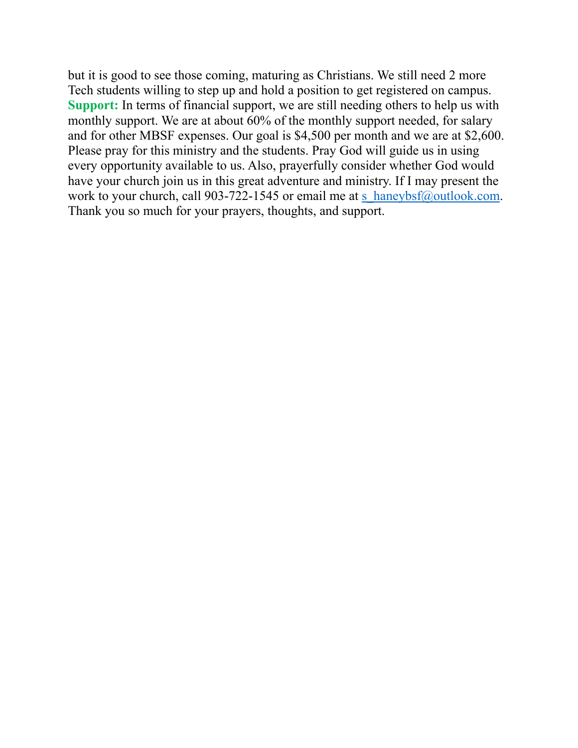but it is good to see those coming, maturing as Christians. We still need 2 more Tech students willing to step up and hold a position to get registered on campus.

**Support:** In terms of financial support, we are still needing others to help us with monthly support. We are at about 60% of the monthly support needed, for salary and for other MBSF expenses. Our goal is $4,500 per month and we are at $2,600. Please pray for this ministry and the students. Pray God will guide us in using every opportunity available to us. Also, prayerfully consider whether God would have your church join us in this great adventure and ministry. If I may present the work to your church, call 903-722-1545 or email me at s_haneybsf@outlook.com. Thank you so much for your prayers, thoughts, and support.